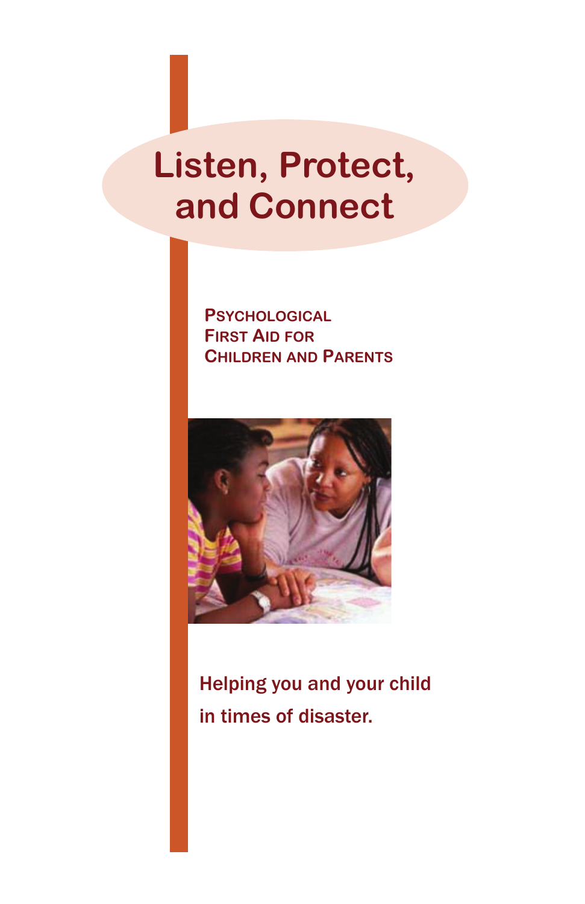# Listen, Protect, and Connect

## Psychological First Aid for Children and Parents

Helping you and your child in times of disaster.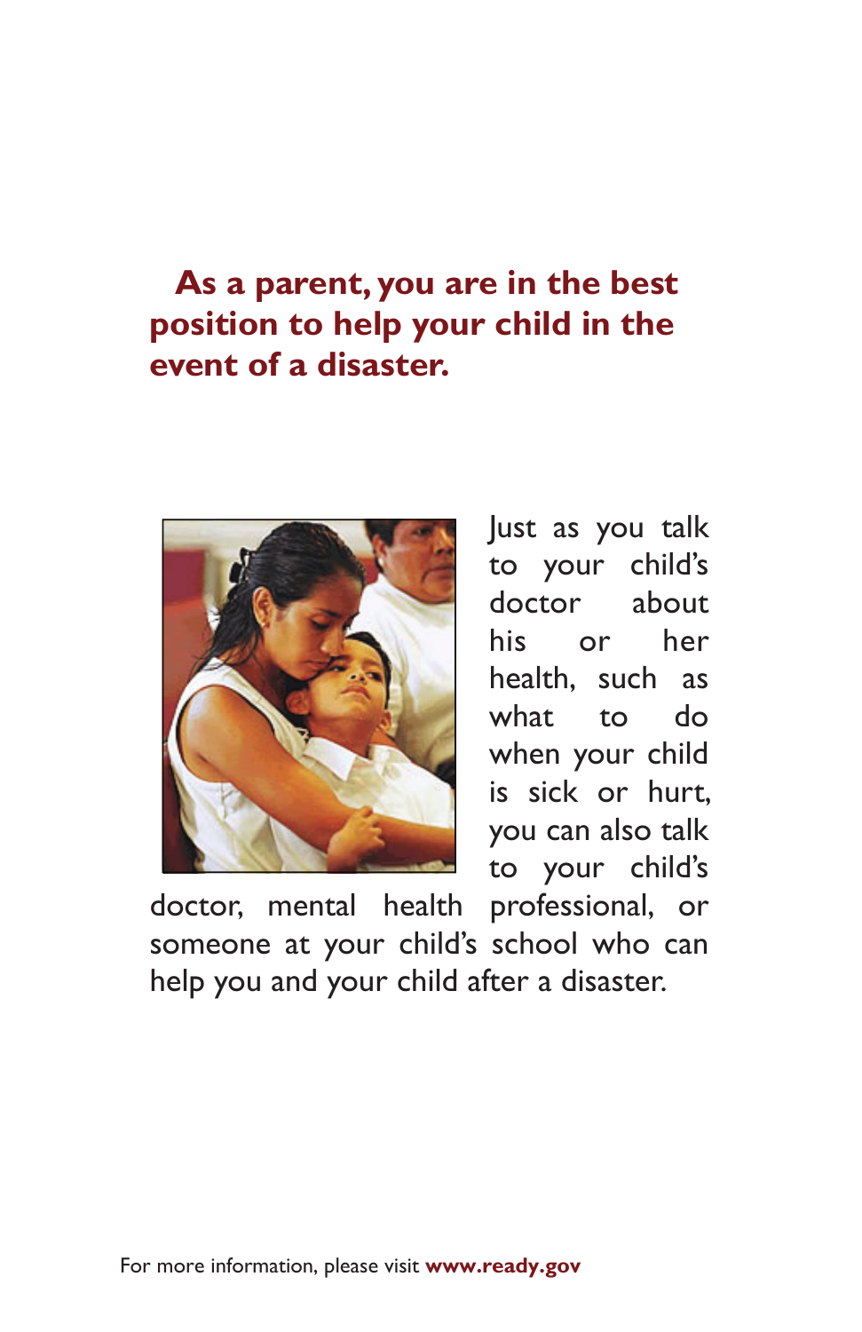**As a parent, you are in the best position to help your child in the event of a disaster.**

Just as you talk to your child's doctor about his or her health, such as what to do when your child is sick or hurt, you can also talk to your child's doctor, mental health professional, or someone at your child's school who can help you and your child after a disaster.

For more information, please visit **www.ready.gov**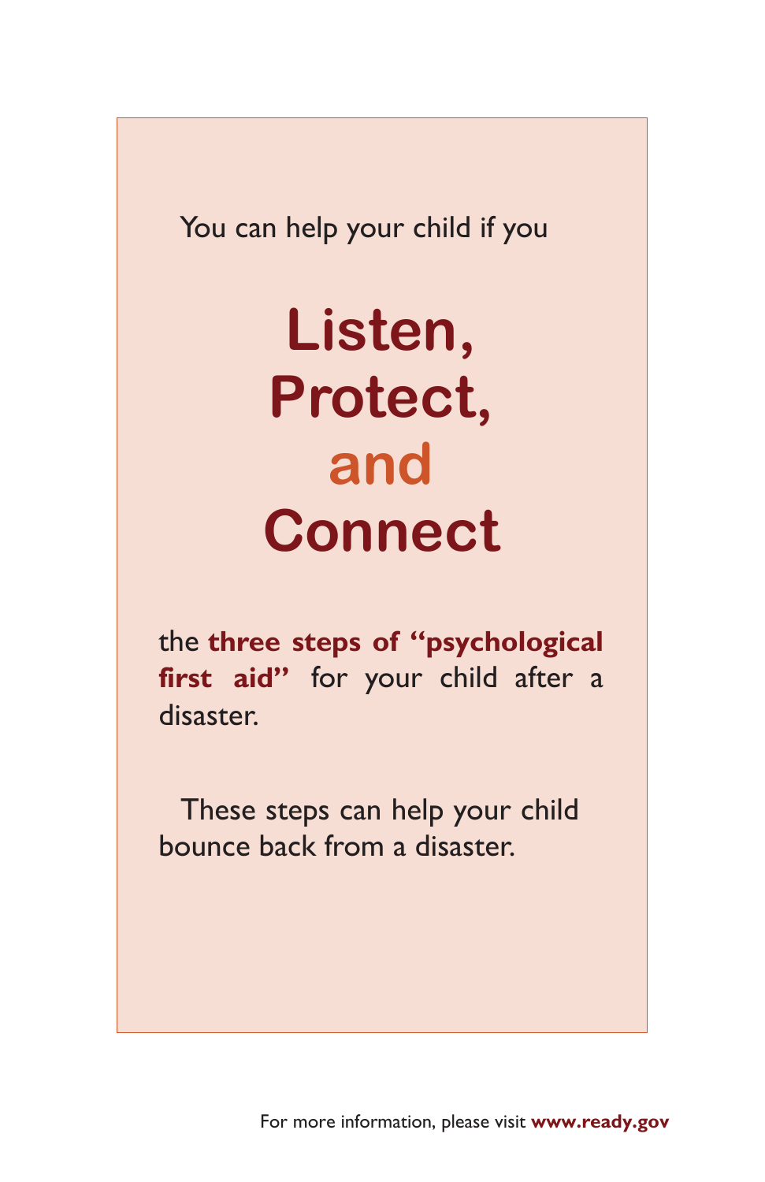You can help your child if you

# Listen, Protect, and Connect

the **three steps of "psychological first aid"** for your child after a disaster.

These steps can help your child bounce back from a disaster.

For more information, please visit **www.ready.gov**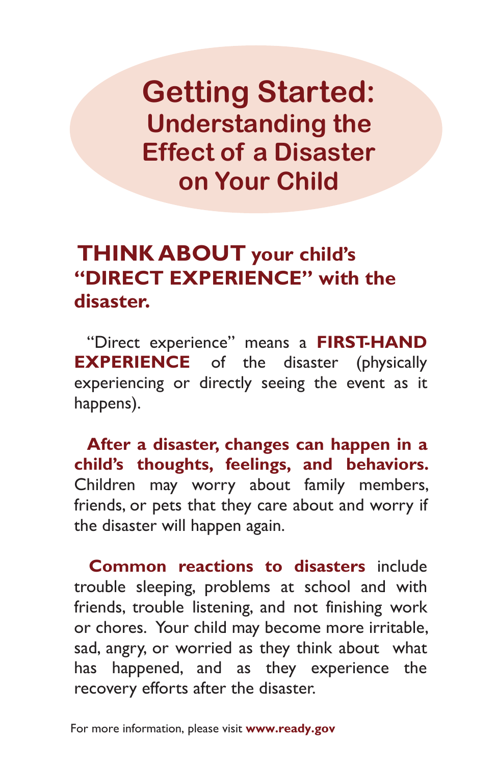# Getting Started: Understanding the Effect of a Disaster on Your Child

## THINK ABOUT your child's "DIRECT EXPERIENCE" with the disaster.

"Direct experience" means a **FIRST-HAND EXPERIENCE** of the disaster (physically experiencing or directly seeing the event as it happens).

**After a disaster, changes can happen in a child's thoughts, feelings, and behaviors.** Children may worry about family members, friends, or pets that they care about and worry if the disaster will happen again.

**Common reactions to disasters** include trouble sleeping, problems at school and with friends, trouble listening, and not finishing work or chores. Your child may become more irritable, sad, angry, or worried as they think about what has happened, and as they experience the recovery efforts after the disaster.

For more information, please visit **www.ready.gov**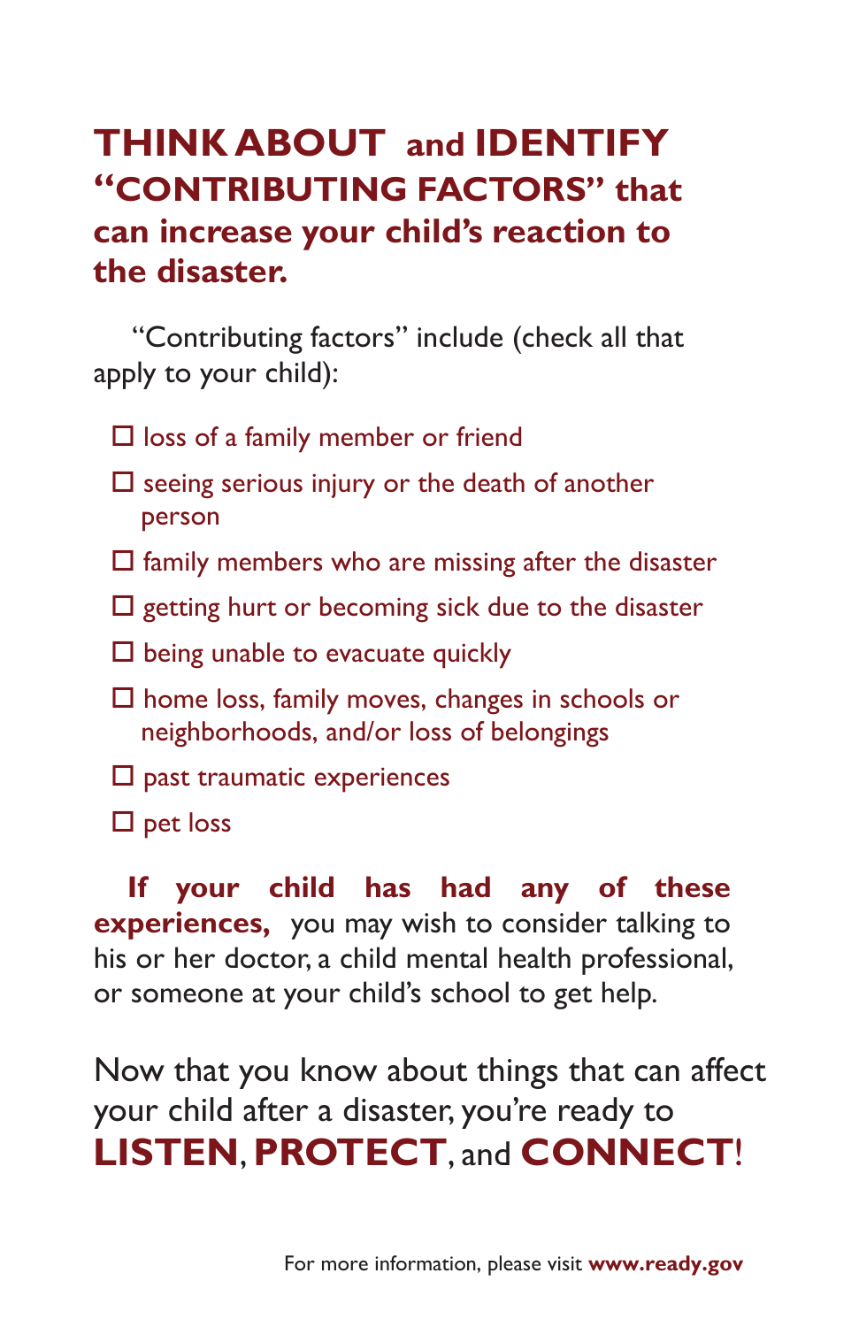## THINK ABOUT and IDENTIFY "CONTRIBUTING FACTORS" that can increase your child's reaction to the disaster.

"Contributing factors" include (check all that apply to your child):

- ☐ loss of a family member or friend
- ☐ seeing serious injury or the death of another person
- ☐ family members who are missing after the disaster
- ☐ getting hurt or becoming sick due to the disaster
- ☐ being unable to evacuate quickly
- ☐ home loss, family moves, changes in schools or neighborhoods, and/or loss of belongings
- ☐ past traumatic experiences
- ☐ pet loss

**If your child has had any of these experiences,** you may wish to consider talking to his or her doctor, a child mental health professional, or someone at your child's school to get help.

Now that you know about things that can affect your child after a disaster, you're ready to **LISTEN**, **PROTECT**, and **CONNECT**!

For more information, please visit **www.ready.gov**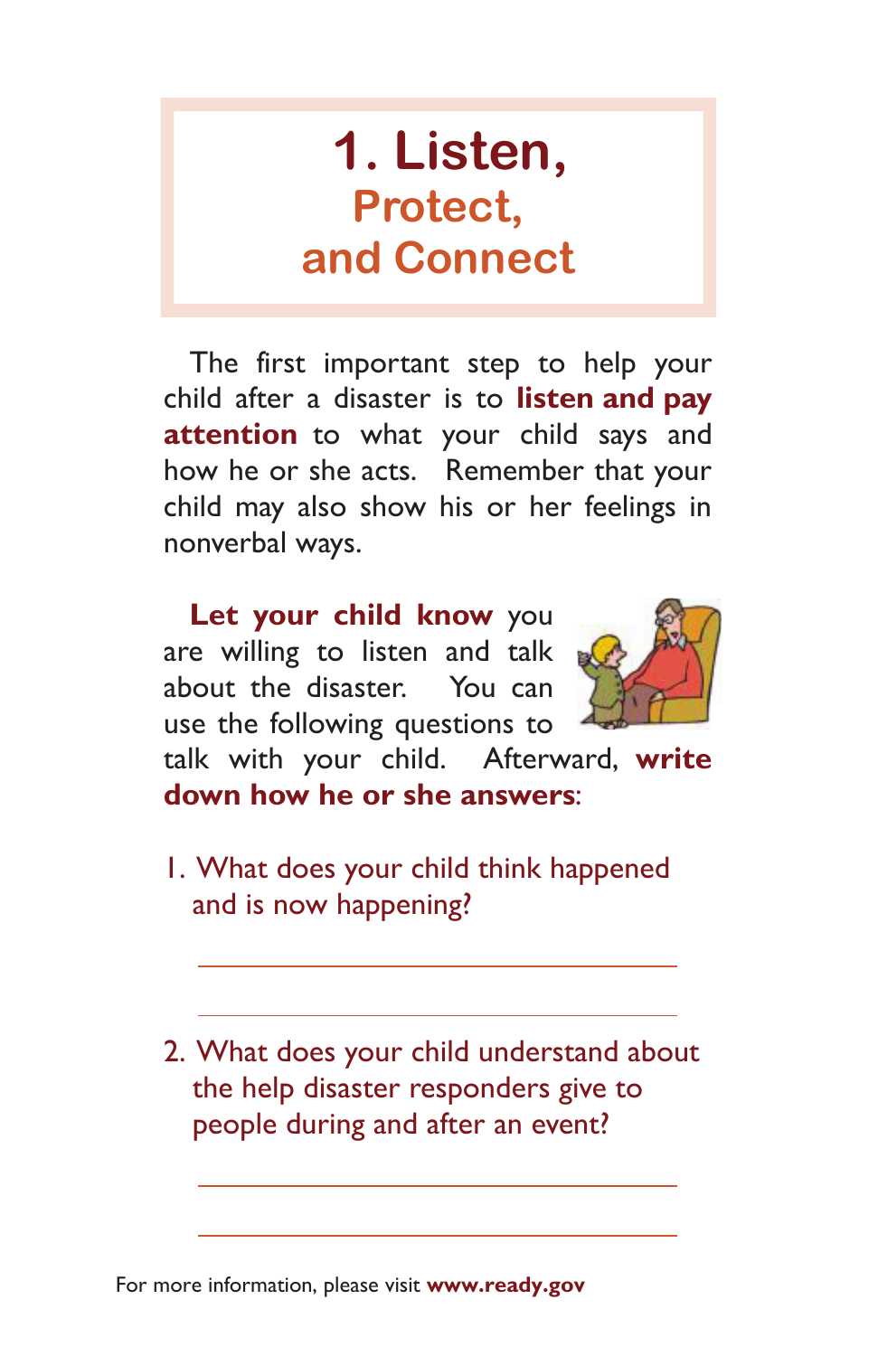# 1. Listen, Protect, and Connect

The first important step to help your child after a disaster is to **listen and pay attention** to what your child says and how he or she acts. Remember that your child may also show his or her feelings in nonverbal ways.

**Let your child know** you are willing to listen and talk about the disaster. You can use the following questions to talk with your child. Afterward, **write down how he or she answers**:

1. What does your child think happened and is now happening?

   ______________________________

   ______________________________

2. What does your child understand about the help disaster responders give to people during and after an event?

   ______________________________

   ______________________________

For more information, please visit **www.ready.gov**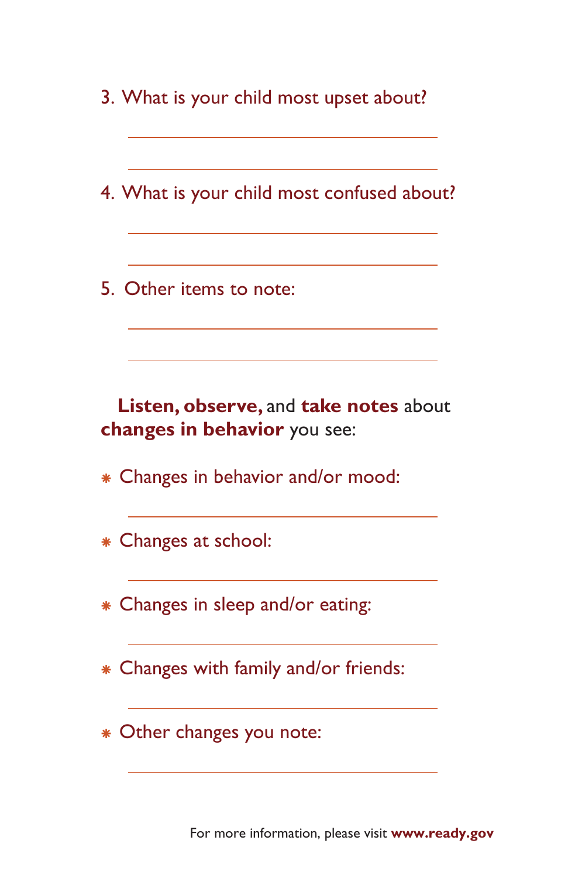3. What is your child most upset about?

\_\_\_\_\_\_\_\_\_\_\_\_\_\_\_\_\_\_\_\_\_\_\_\_\_\_\_\_\_\_\_\_

\_\_\_\_\_\_\_\_\_\_\_\_\_\_\_\_\_\_\_\_\_\_\_\_\_\_\_\_\_\_\_\_

4. What is your child most confused about?

\_\_\_\_\_\_\_\_\_\_\_\_\_\_\_\_\_\_\_\_\_\_\_\_\_\_\_\_\_\_\_\_

\_\_\_\_\_\_\_\_\_\_\_\_\_\_\_\_\_\_\_\_\_\_\_\_\_\_\_\_\_\_\_\_

5. Other items to note:

\_\_\_\_\_\_\_\_\_\_\_\_\_\_\_\_\_\_\_\_\_\_\_\_\_\_\_\_\_\_\_\_

\_\_\_\_\_\_\_\_\_\_\_\_\_\_\_\_\_\_\_\_\_\_\_\_\_\_\_\_\_\_\_\_

**Listen, observe,** and **take notes** about **changes in behavior** you see:

- Changes in behavior and/or mood:

  \_\_\_\_\_\_\_\_\_\_\_\_\_\_\_\_\_\_\_\_\_\_\_\_\_\_\_\_\_\_\_\_

- Changes at school:

  \_\_\_\_\_\_\_\_\_\_\_\_\_\_\_\_\_\_\_\_\_\_\_\_\_\_\_\_\_\_\_\_

- Changes in sleep and/or eating:

  \_\_\_\_\_\_\_\_\_\_\_\_\_\_\_\_\_\_\_\_\_\_\_\_\_\_\_\_\_\_\_\_

- Changes with family and/or friends:

  \_\_\_\_\_\_\_\_\_\_\_\_\_\_\_\_\_\_\_\_\_\_\_\_\_\_\_\_\_\_\_\_

- Other changes you note:

  \_\_\_\_\_\_\_\_\_\_\_\_\_\_\_\_\_\_\_\_\_\_\_\_\_\_\_\_\_\_\_\_

For more information, please visit **www.ready.gov**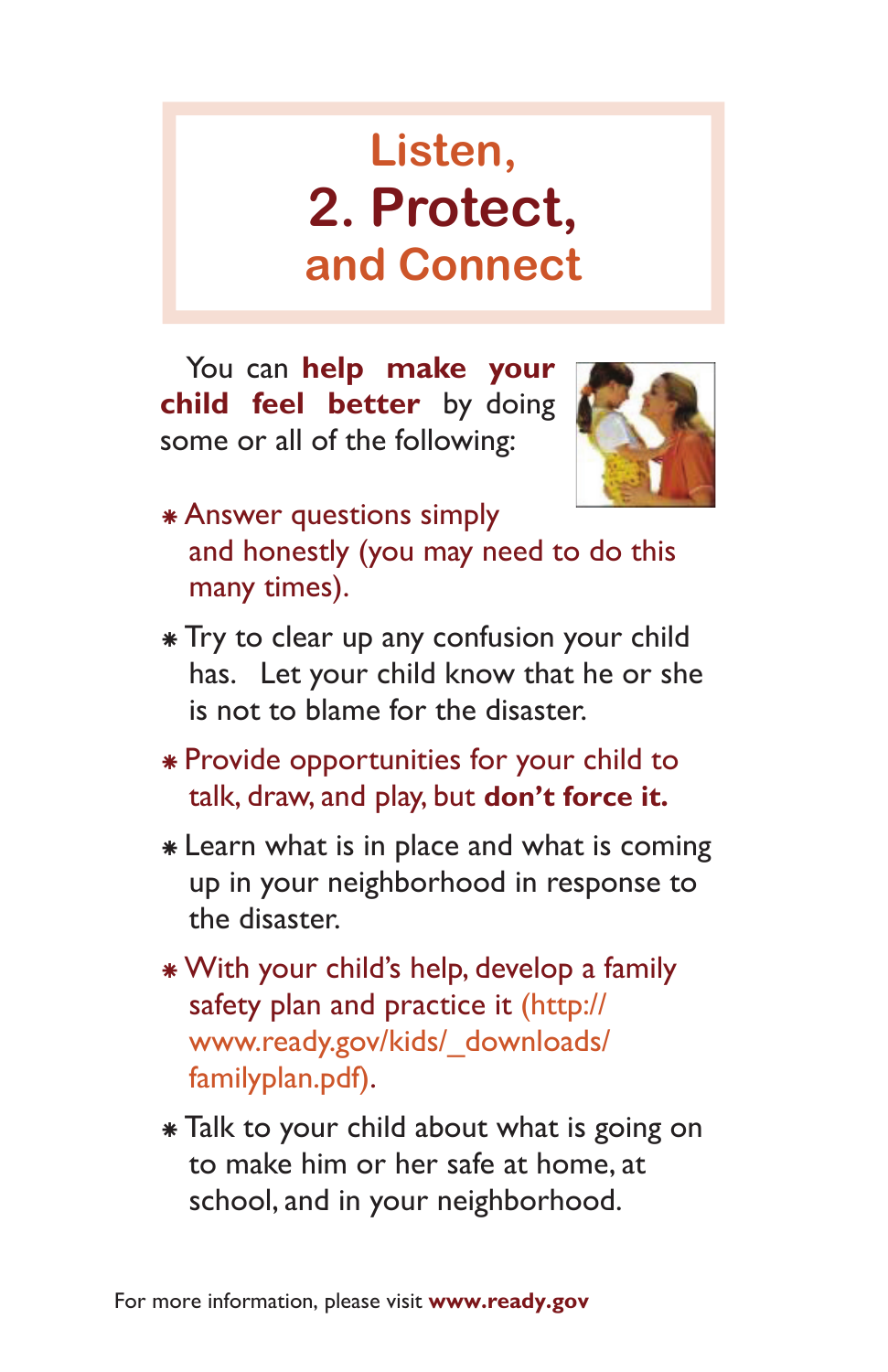# Listen, 2. Protect, and Connect

You can **help make your child feel better** by doing some or all of the following:

* Answer questions simply and honestly (you may need to do this many times).
* Try to clear up any confusion your child has. Let your child know that he or she is not to blame for the disaster.
* Provide opportunities for your child to talk, draw, and play, but **don't force it.**
* Learn what is in place and what is coming up in your neighborhood in response to the disaster.
* With your child's help, develop a family safety plan and practice it (http://www.ready.gov/kids/_downloads/familyplan.pdf).
* Talk to your child about what is going on to make him or her safe at home, at school, and in your neighborhood.

For more information, please visit **www.ready.gov**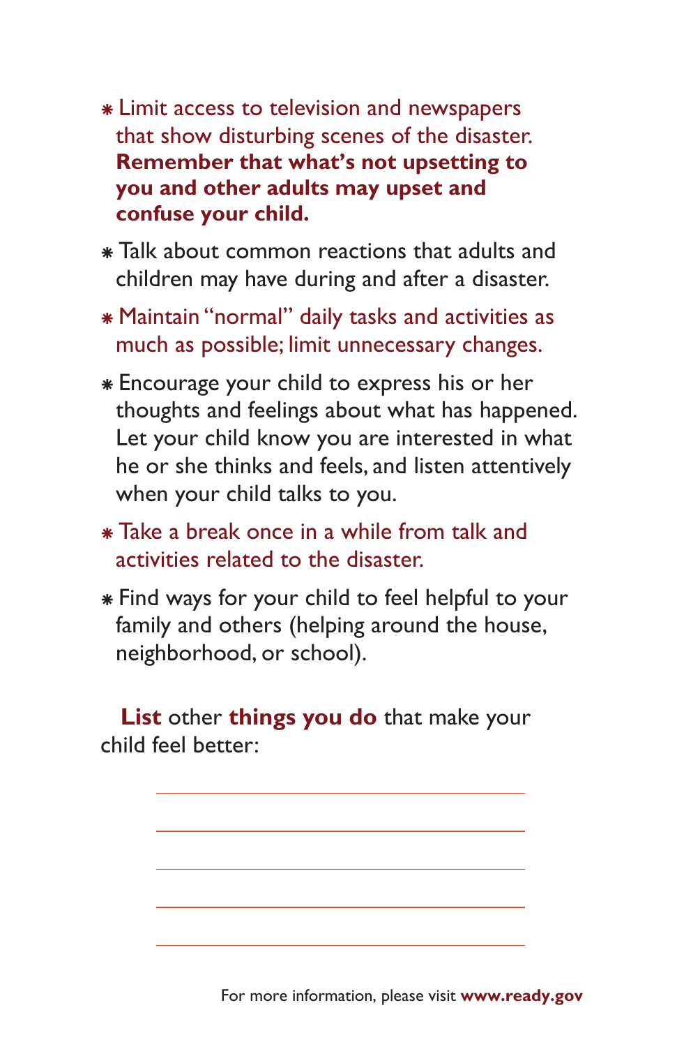- Limit access to television and newspapers that show disturbing scenes of the disaster. **Remember that what's not upsetting to you and other adults may upset and confuse your child.**
- Talk about common reactions that adults and children may have during and after a disaster.
- Maintain "normal" daily tasks and activities as much as possible; limit unnecessary changes.
- Encourage your child to express his or her thoughts and feelings about what has happened. Let your child know you are interested in what he or she thinks and feels, and listen attentively when your child talks to you.
- Take a break once in a while from talk and activities related to the disaster.
- Find ways for your child to feel helpful to your family and others (helping around the house, neighborhood, or school).

**List** other **things you do** that make your child feel better:

_______________________________

_______________________________

_______________________________

_______________________________

_______________________________

For more information, please visit **www.ready.gov**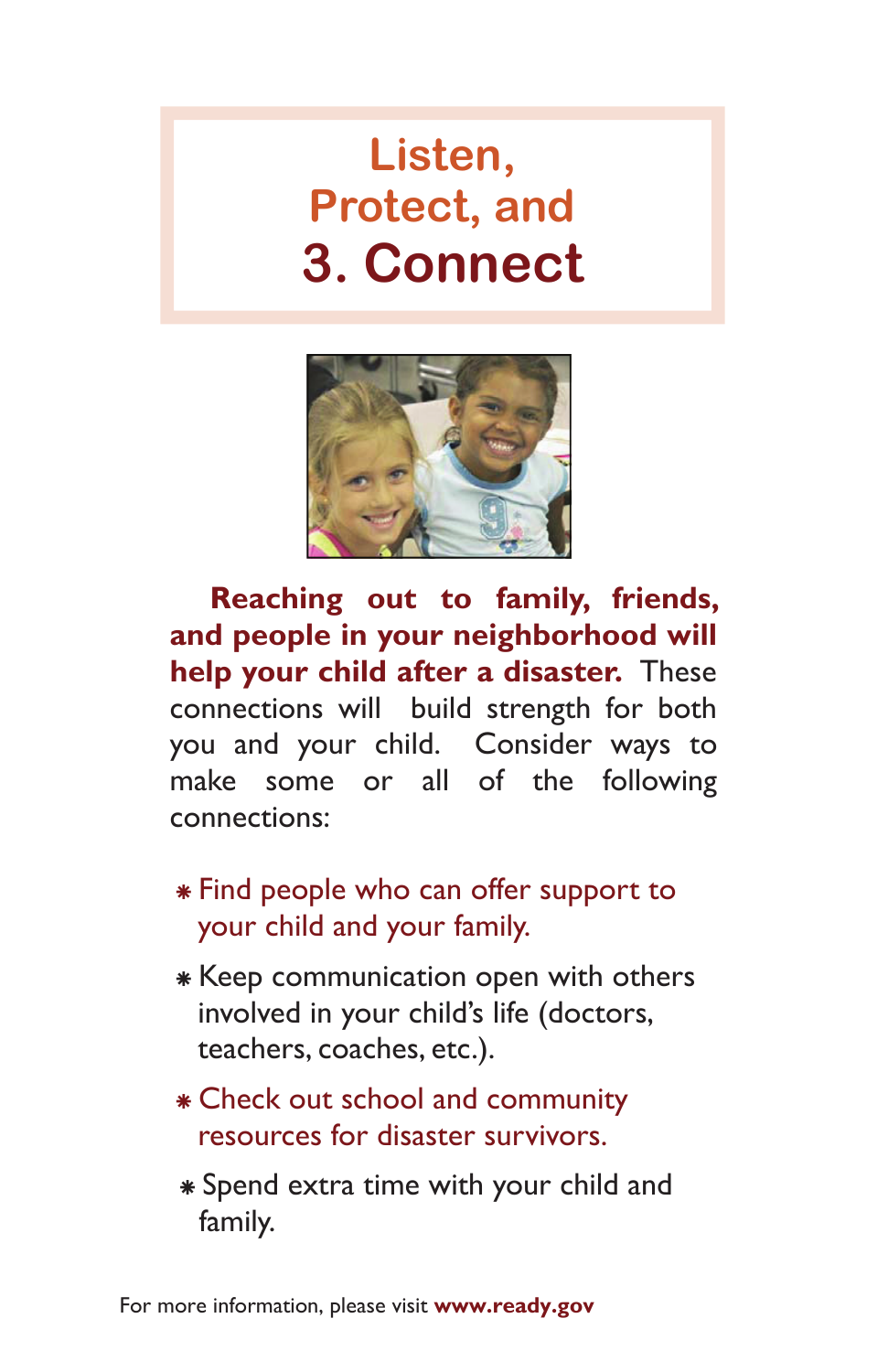# Listen, Protect, and 3. Connect

**Reaching out to family, friends, and people in your neighborhood will help your child after a disaster.** These connections will build strength for both you and your child. Consider ways to make some or all of the following connections:

- Find people who can offer support to your child and your family.
- Keep communication open with others involved in your child's life (doctors, teachers, coaches, etc.).
- Check out school and community resources for disaster survivors.
- Spend extra time with your child and family.

For more information, please visit **www.ready.gov**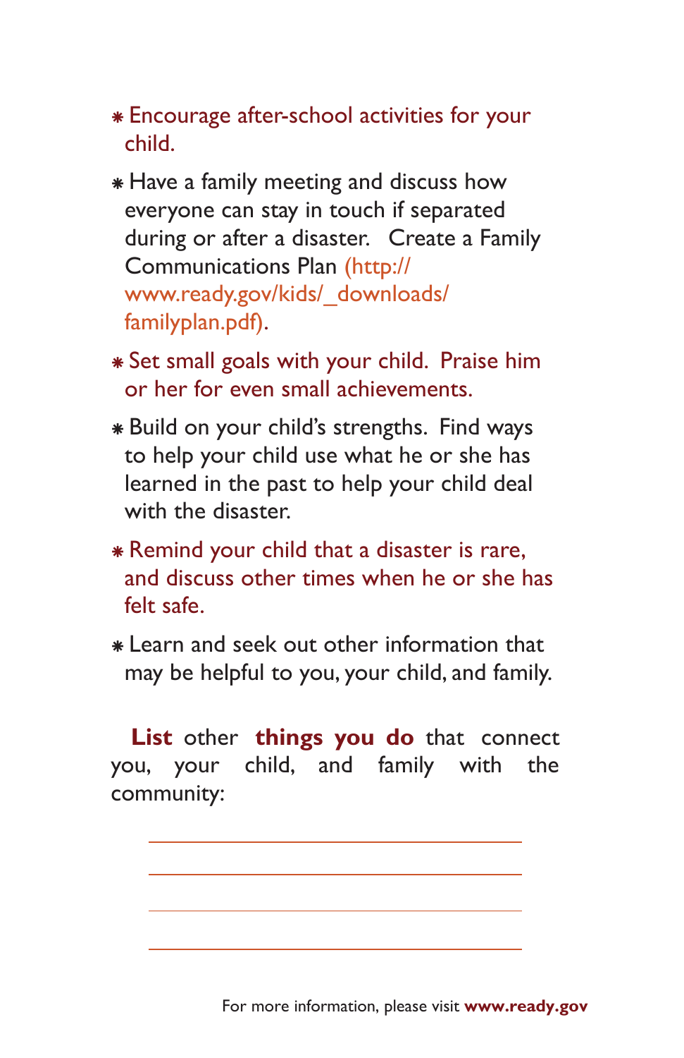- Encourage after-school activities for your child.
- Have a family meeting and discuss how everyone can stay in touch if separated during or after a disaster. Create a Family Communications Plan (http://www.ready.gov/kids/_downloads/familyplan.pdf).
- Set small goals with your child. Praise him or her for even small achievements.
- Build on your child's strengths. Find ways to help your child use what he or she has learned in the past to help your child deal with the disaster.
- Remind your child that a disaster is rare, and discuss other times when he or she has felt safe.
- Learn and seek out other information that may be helpful to you, your child, and family.

**List** other **things you do** that connect you, your child, and family with the community:

______________________________

______________________________

______________________________

______________________________

For more information, please visit **www.ready.gov**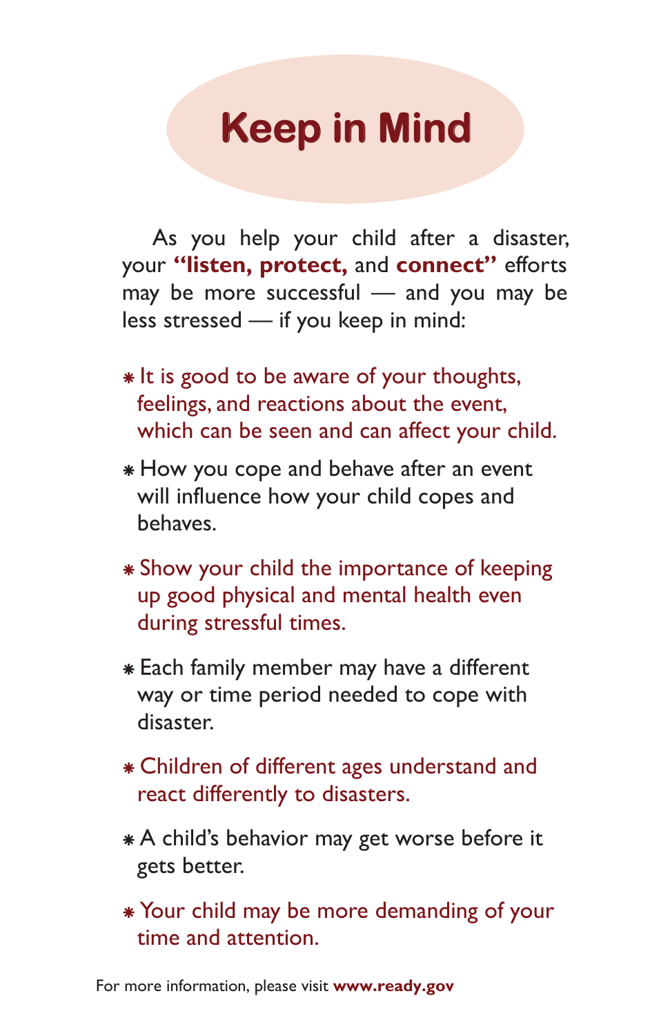# Keep in Mind

As you help your child after a disaster, your **"listen, protect,** and **connect"** efforts may be more successful — and you may be less stressed — if you keep in mind:

- It is good to be aware of your thoughts, feelings, and reactions about the event, which can be seen and can affect your child.
- How you cope and behave after an event will influence how your child copes and behaves.
- Show your child the importance of keeping up good physical and mental health even during stressful times.
- Each family member may have a different way or time period needed to cope with disaster.
- Children of different ages understand and react differently to disasters.
- A child's behavior may get worse before it gets better.
- Your child may be more demanding of your time and attention.

For more information, please visit **www.ready.gov**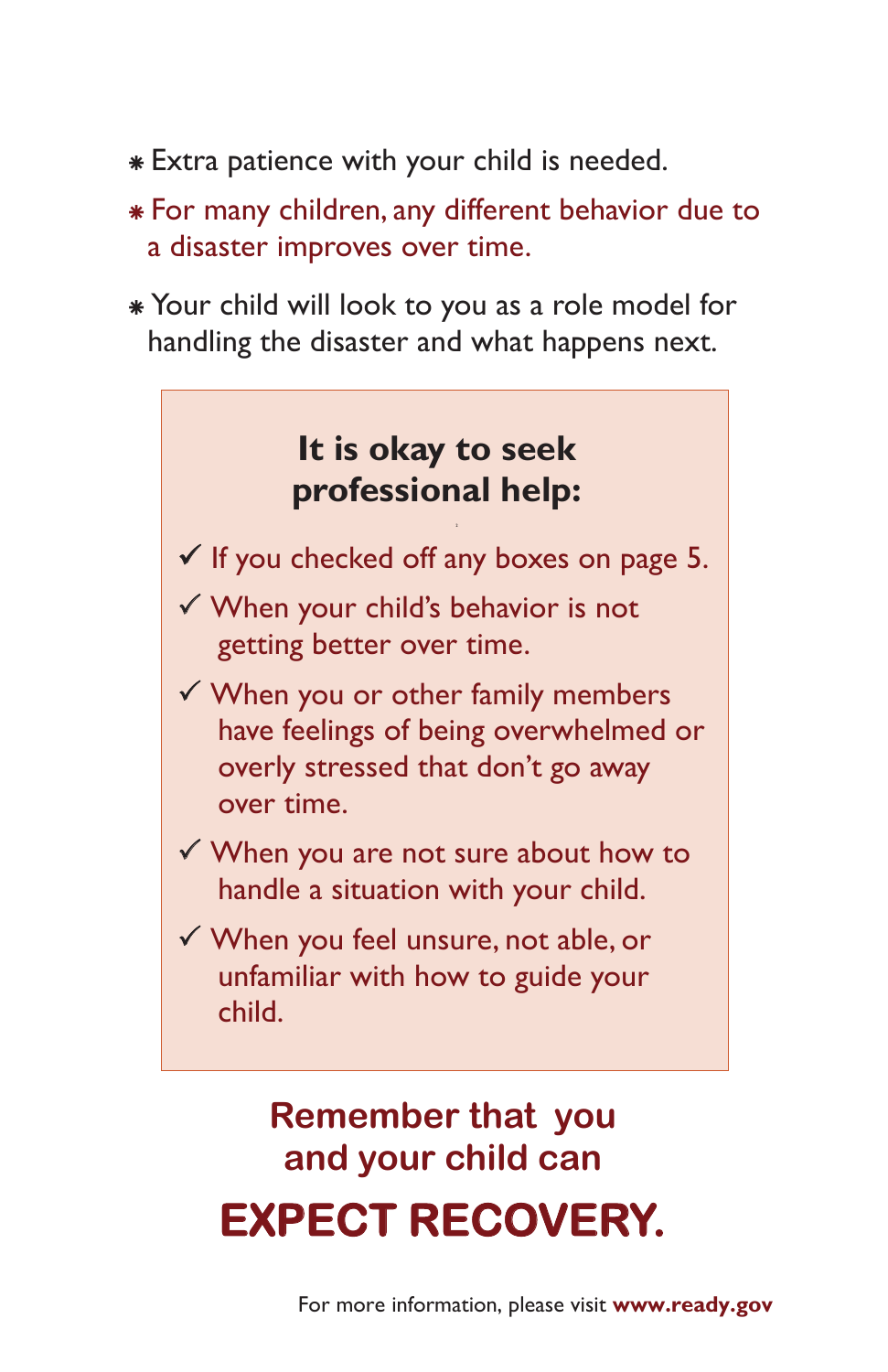- Extra patience with your child is needed.
- For many children, any different behavior due to a disaster improves over time.
- Your child will look to you as a role model for handling the disaster and what happens next.

## It is okay to seek professional help:

- ✓ If you checked off any boxes on page 5.
- ✓ When your child's behavior is not getting better over time.
- ✓ When you or other family members have feelings of being overwhelmed or overly stressed that don't go away over time.
- ✓ When you are not sure about how to handle a situation with your child.
- ✓ When you feel unsure, not able, or unfamiliar with how to guide your child.

**Remember that you and your child can**

# EXPECT RECOVERY.

For more information, please visit **www.ready.gov**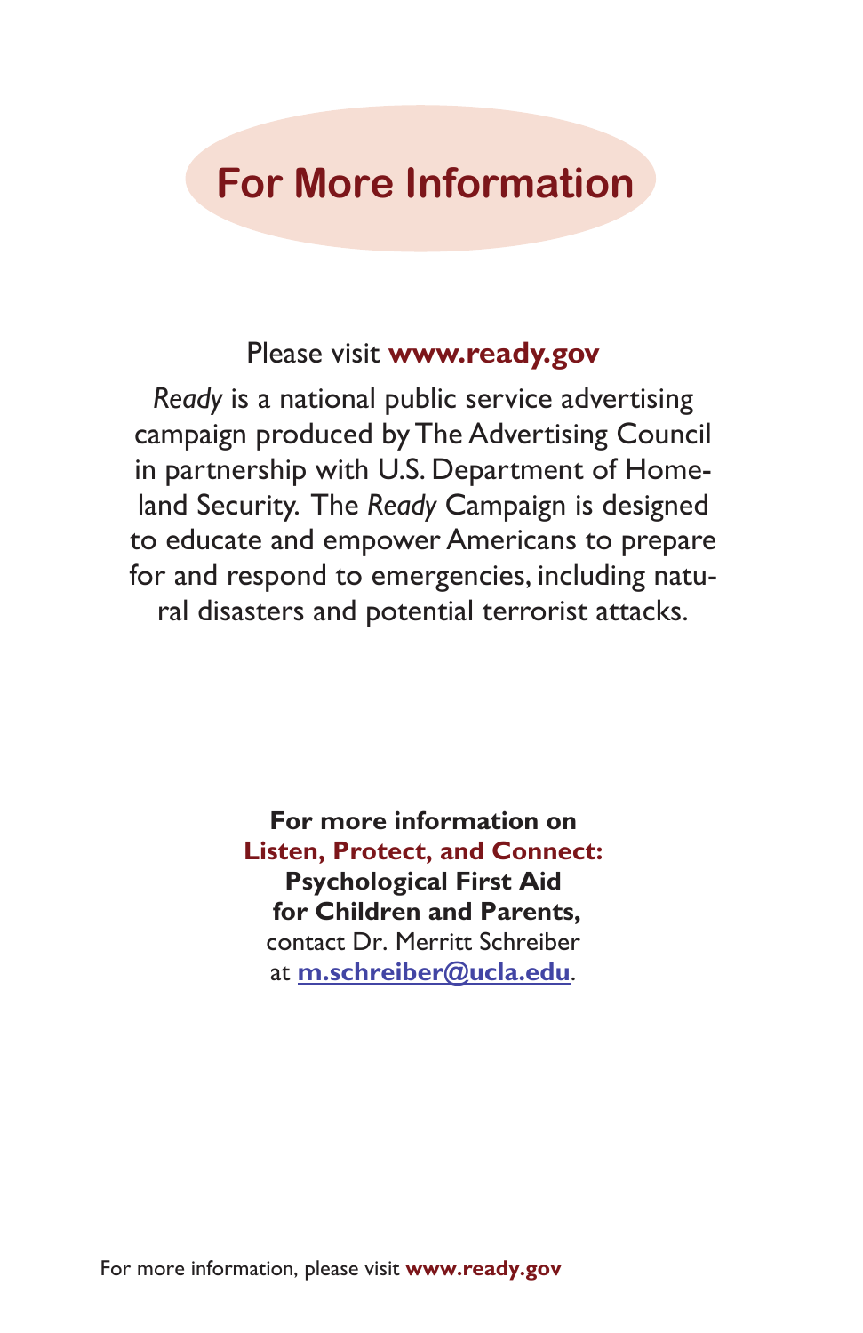# For More Information

Please visit **www.ready.gov**

*Ready* is a national public service advertising campaign produced by The Advertising Council in partnership with U.S. Department of Homeland Security. The *Ready* Campaign is designed to educate and empower Americans to prepare for and respond to emergencies, including natural disasters and potential terrorist attacks.

**For more information on**
**Listen, Protect, and Connect:**
**Psychological First Aid**
**for Children and Parents,**
contact Dr. Merritt Schreiber
at **m.schreiber@ucla.edu**.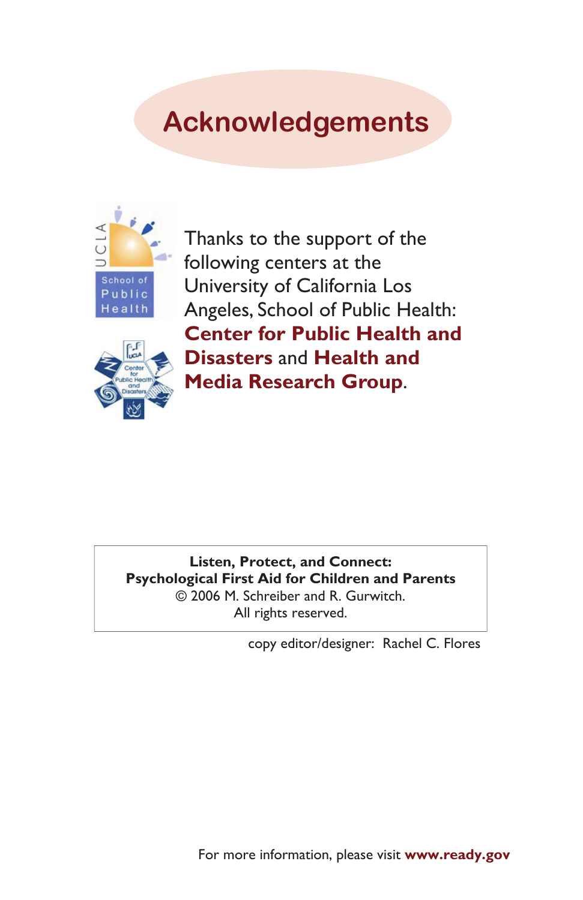# Acknowledgements

Thanks to the support of the following centers at the University of California Los Angeles, School of Public Health: **Center for Public Health and Disasters** and **Health and Media Research Group**.

**Listen, Protect, and Connect:**
**Psychological First Aid for Children and Parents**
© 2006 M. Schreiber and R. Gurwitch.
All rights reserved.

copy editor/designer: Rachel C. Flores

For more information, please visit **www.ready.gov**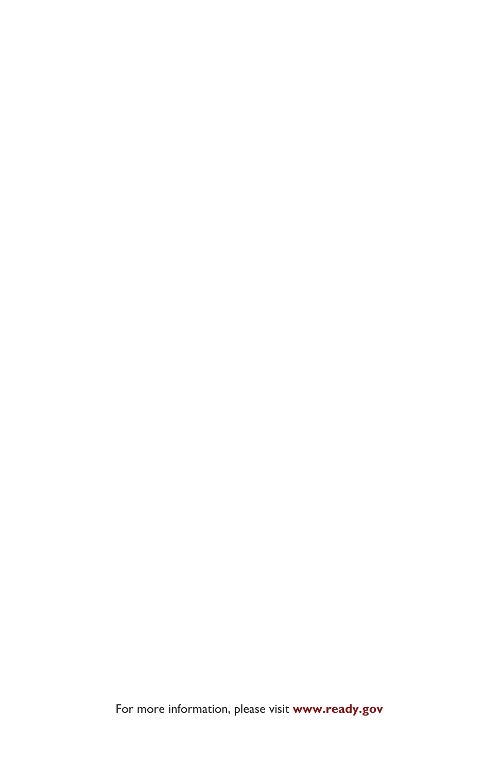For more information, please visit **www.ready.gov**